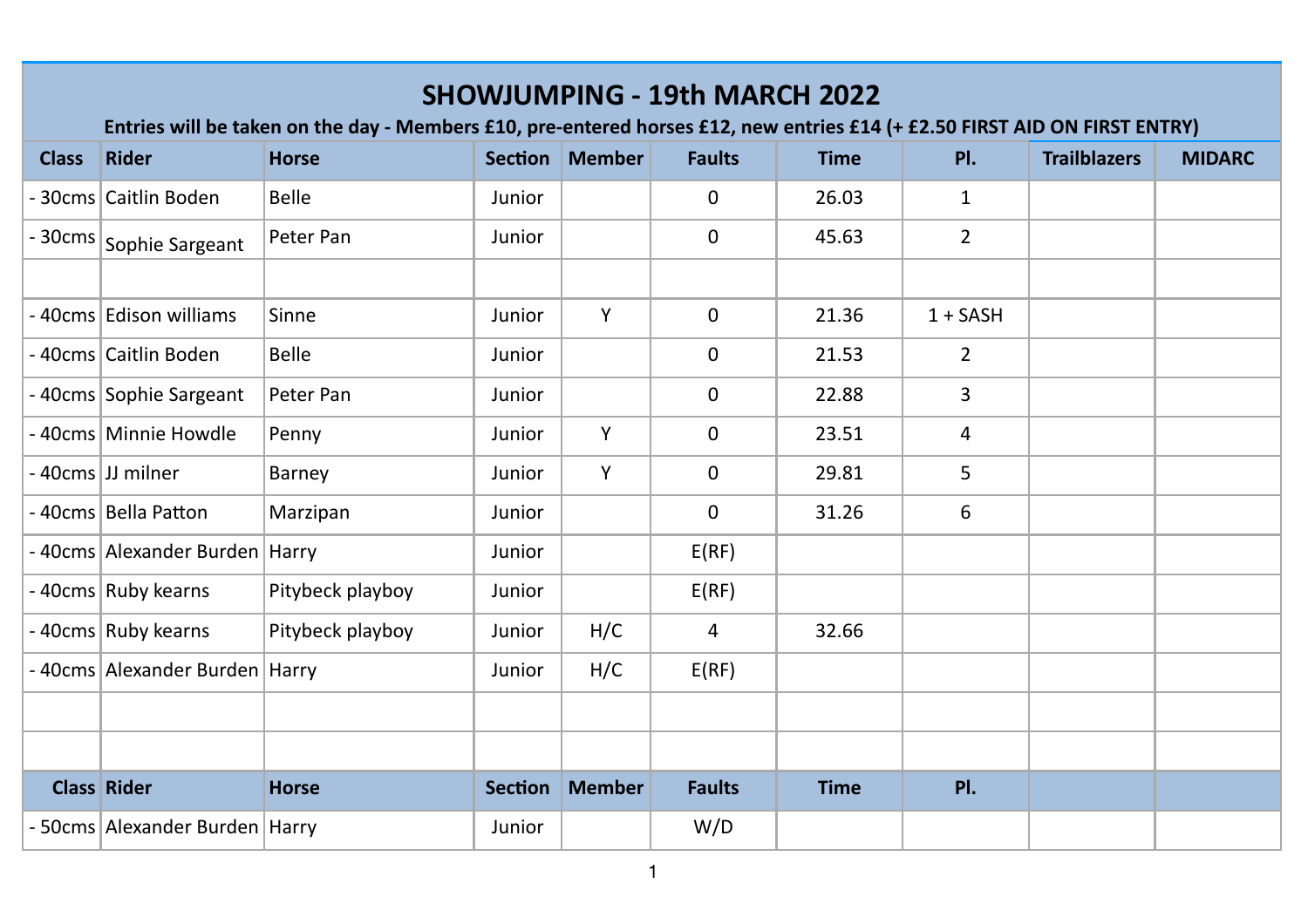# SHOWJUMPING - 19th MARCH 2022

**Entries will be taken on the day - Members £10, pre-entered horses £12, new entries £14 (+ £2.50 FIRST AID ON FIRST ENTRY)**

| Class | Rider | Horse | Section | Member | Faults | Time | Pl. | Trailblazers | MIDARC |
|---|---|---|---|---|---|---|---|---|---|
| - 30cms | Caitlin Boden | Belle | Junior | | 0 | 26.03 | 1 | | |
| - 30cms | Sophie Sargeant | Peter Pan | Junior | | 0 | 45.63 | 2 | | |
| | | | | | | | | | |
| - 40cms | Edison williams | Sinne | Junior | Y | 0 | 21.36 | 1 + SASH | | |
| - 40cms | Caitlin Boden | Belle | Junior | | 0 | 21.53 | 2 | | |
| - 40cms | Sophie Sargeant | Peter Pan | Junior | | 0 | 22.88 | 3 | | |
| - 40cms | Minnie Howdle | Penny | Junior | Y | 0 | 23.51 | 4 | | |
| - 40cms | JJ milner | Barney | Junior | Y | 0 | 29.81 | 5 | | |
| - 40cms | Bella Patton | Marzipan | Junior | | 0 | 31.26 | 6 | | |
| - 40cms | Alexander Burden | Harry | Junior | | E(RF) | | | | |
| - 40cms | Ruby kearns | Pitybeck playboy | Junior | | E(RF) | | | | |
| - 40cms | Ruby kearns | Pitybeck playboy | Junior | H/C | 4 | 32.66 | | | |
| - 40cms | Alexander Burden | Harry | Junior | H/C | E(RF) | | | | |
| | | | | | | | | | |
| | | | | | | | | | |
| **Class** | **Rider** | **Horse** | **Section** | **Member** | **Faults** | **Time** | **Pl.** | | |
| - 50cms | Alexander Burden | Harry | Junior | | W/D | | | | |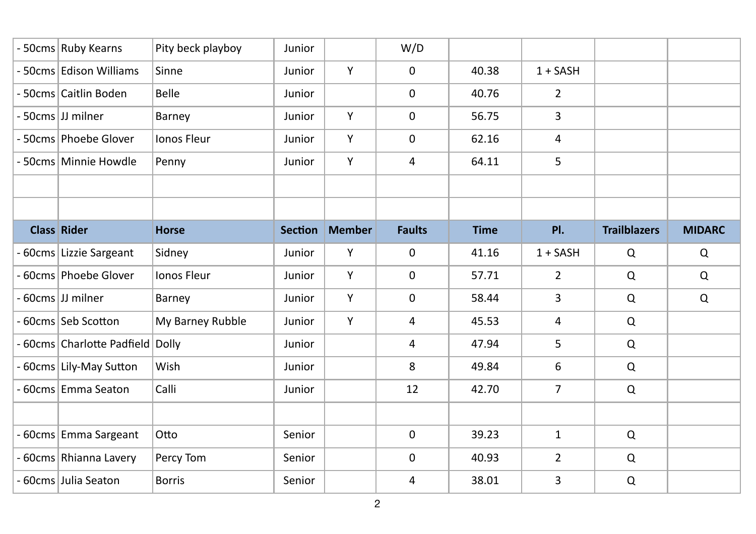| Class | Rider | Horse | Section | Member | Faults | Time | Pl. | Trailblazers | MIDARC |
|---|---|---|---|---|---|---|---|---|---|
| - 50cms | Ruby Kearns | Pity beck playboy | Junior | | W/D | | | | |
| - 50cms | Edison Williams | Sinne | Junior | Y | 0 | 40.38 | 1 + SASH | | |
| - 50cms | Caitlin Boden | Belle | Junior | | 0 | 40.76 | 2 | | |
| - 50cms | JJ milner | Barney | Junior | Y | 0 | 56.75 | 3 | | |
| - 50cms | Phoebe Glover | Ionos Fleur | Junior | Y | 0 | 62.16 | 4 | | |
| - 50cms | Minnie Howdle | Penny | Junior | Y | 4 | 64.11 | 5 | | |

| Class | Rider | Horse | Section | Member | Faults | Time | Pl. | Trailblazers | MIDARC |
|---|---|---|---|---|---|---|---|---|---|
| - 60cms | Lizzie Sargeant | Sidney | Junior | Y | 0 | 41.16 | 1 + SASH | Q | Q |
| - 60cms | Phoebe Glover | Ionos Fleur | Junior | Y | 0 | 57.71 | 2 | Q | Q |
| - 60cms | JJ milner | Barney | Junior | Y | 0 | 58.44 | 3 | Q | Q |
| - 60cms | Seb Scotton | My Barney Rubble | Junior | Y | 4 | 45.53 | 4 | Q | |
| - 60cms | Charlotte Padfield | Dolly | Junior | | 4 | 47.94 | 5 | Q | |
| - 60cms | Lily-May Sutton | Wish | Junior | | 8 | 49.84 | 6 | Q | |
| - 60cms | Emma Seaton | Calli | Junior | | 12 | 42.70 | 7 | Q | |
| | | | | | | | | | |
| - 60cms | Emma Sargeant | Otto | Senior | | 0 | 39.23 | 1 | Q | |
| - 60cms | Rhianna Lavery | Percy Tom | Senior | | 0 | 40.93 | 2 | Q | |
| - 60cms | Julia Seaton | Borris | Senior | | 4 | 38.01 | 3 | Q | |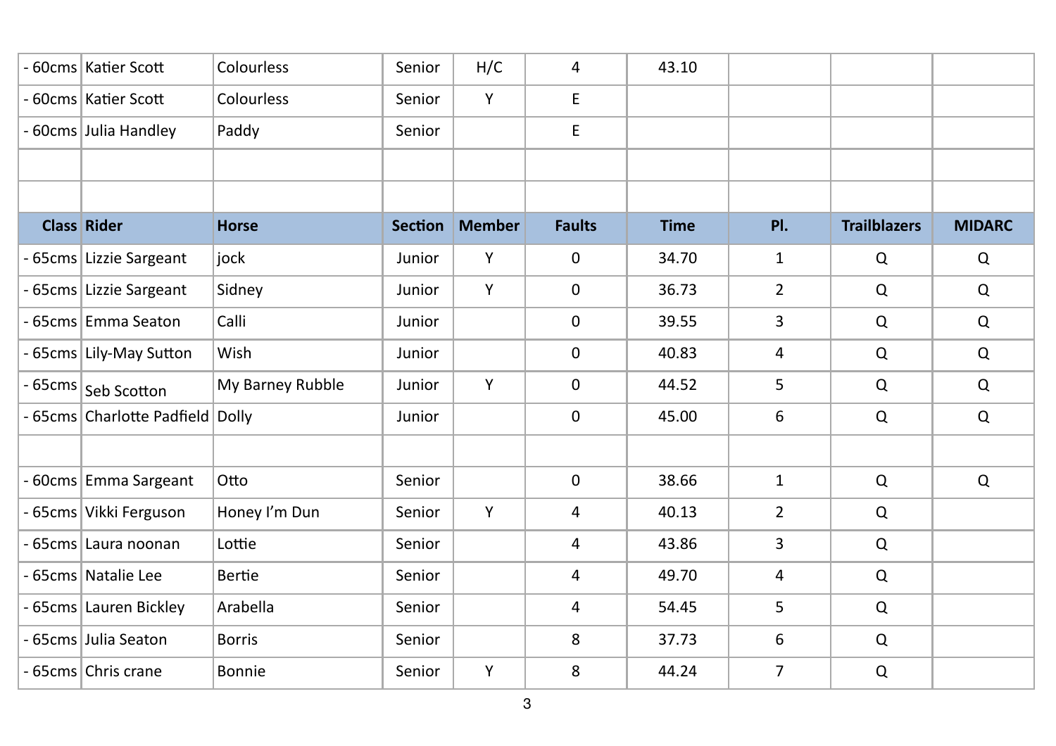| | | | | | | | | | |
|---|---|---|---|---|---|---|---|---|---|
| - 60cms | Katier Scott | Colourless | Senior | H/C | 4 | 43.10 | | | |
| - 60cms | Katier Scott | Colourless | Senior | Y | E | | | | |
| - 60cms | Julia Handley | Paddy | Senior | | E | | | | |
| | | | | | | | | | |
| | | | | | | | | | |
| **Class** | **Rider** | **Horse** | **Section** | **Member** | **Faults** | **Time** | **Pl.** | **Trailblazers** | **MIDARC** |
| - 65cms | Lizzie Sargeant | jock | Junior | Y | 0 | 34.70 | 1 | Q | Q |
| - 65cms | Lizzie Sargeant | Sidney | Junior | Y | 0 | 36.73 | 2 | Q | Q |
| - 65cms | Emma Seaton | Calli | Junior | | 0 | 39.55 | 3 | Q | Q |
| - 65cms | Lily-May Sutton | Wish | Junior | | 0 | 40.83 | 4 | Q | Q |
| - 65cms | Seb Scotton | My Barney Rubble | Junior | Y | 0 | 44.52 | 5 | Q | Q |
| - 65cms | Charlotte Padfield | Dolly | Junior | | 0 | 45.00 | 6 | Q | Q |
| | | | | | | | | | |
| - 60cms | Emma Sargeant | Otto | Senior | | 0 | 38.66 | 1 | Q | Q |
| - 65cms | Vikki Ferguson | Honey I'm Dun | Senior | Y | 4 | 40.13 | 2 | Q | |
| - 65cms | Laura noonan | Lottie | Senior | | 4 | 43.86 | 3 | Q | |
| - 65cms | Natalie Lee | Bertie | Senior | | 4 | 49.70 | 4 | Q | |
| - 65cms | Lauren Bickley | Arabella | Senior | | 4 | 54.45 | 5 | Q | |
| - 65cms | Julia Seaton | Borris | Senior | | 8 | 37.73 | 6 | Q | |
| - 65cms | Chris crane | Bonnie | Senior | Y | 8 | 44.24 | 7 | Q | |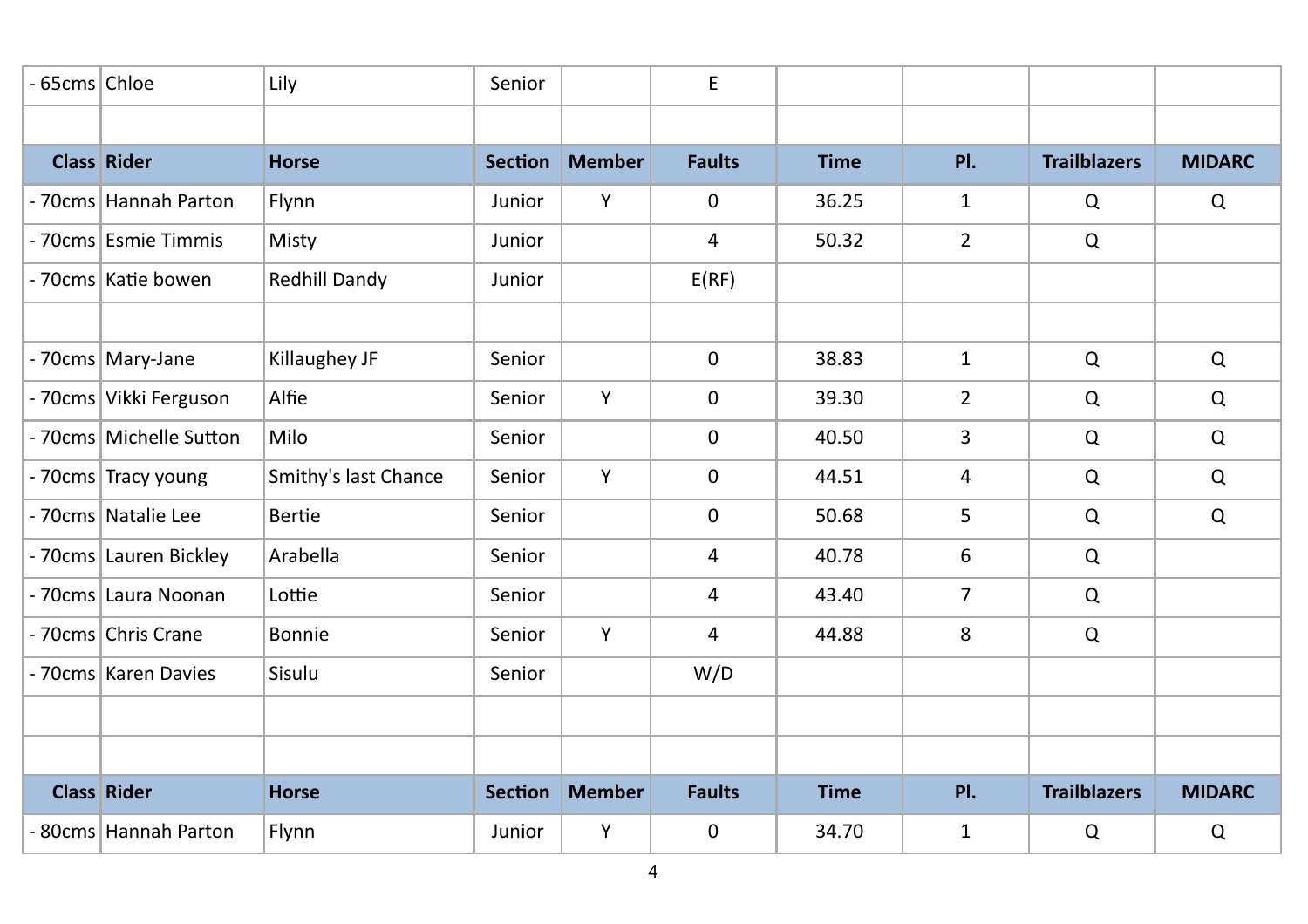| Class | Rider | Horse | Section | Member | Faults | Time | Pl. | Trailblazers | MIDARC |
|---|---|---|---|---|---|---|---|---|---|
| - 65cms | Chloe | Lily | Senior | | E | | | | |
| | | | | | | | | | |

| Class | Rider | Horse | Section | Member | Faults | Time | Pl. | Trailblazers | MIDARC |
|---|---|---|---|---|---|---|---|---|---|
| - 70cms | Hannah Parton | Flynn | Junior | Y | 0 | 36.25 | 1 | Q | Q |
| - 70cms | Esmie Timmis | Misty | Junior | | 4 | 50.32 | 2 | Q | |
| - 70cms | Katie bowen | Redhill Dandy | Junior | | E(RF) | | | | |
| | | | | | | | | | |
| - 70cms | Mary-Jane | Killaughey JF | Senior | | 0 | 38.83 | 1 | Q | Q |
| - 70cms | Vikki Ferguson | Alfie | Senior | Y | 0 | 39.30 | 2 | Q | Q |
| - 70cms | Michelle Sutton | Milo | Senior | | 0 | 40.50 | 3 | Q | Q |
| - 70cms | Tracy young | Smithy's last Chance | Senior | Y | 0 | 44.51 | 4 | Q | Q |
| - 70cms | Natalie Lee | Bertie | Senior | | 0 | 50.68 | 5 | Q | Q |
| - 70cms | Lauren Bickley | Arabella | Senior | | 4 | 40.78 | 6 | Q | |
| - 70cms | Laura Noonan | Lottie | Senior | | 4 | 43.40 | 7 | Q | |
| - 70cms | Chris Crane | Bonnie | Senior | Y | 4 | 44.88 | 8 | Q | |
| - 70cms | Karen Davies | Sisulu | Senior | | W/D | | | | |
| | | | | | | | | | |
| | | | | | | | | | |

| Class | Rider | Horse | Section | Member | Faults | Time | Pl. | Trailblazers | MIDARC |
|---|---|---|---|---|---|---|---|---|---|
| - 80cms | Hannah Parton | Flynn | Junior | Y | 0 | 34.70 | 1 | Q | Q |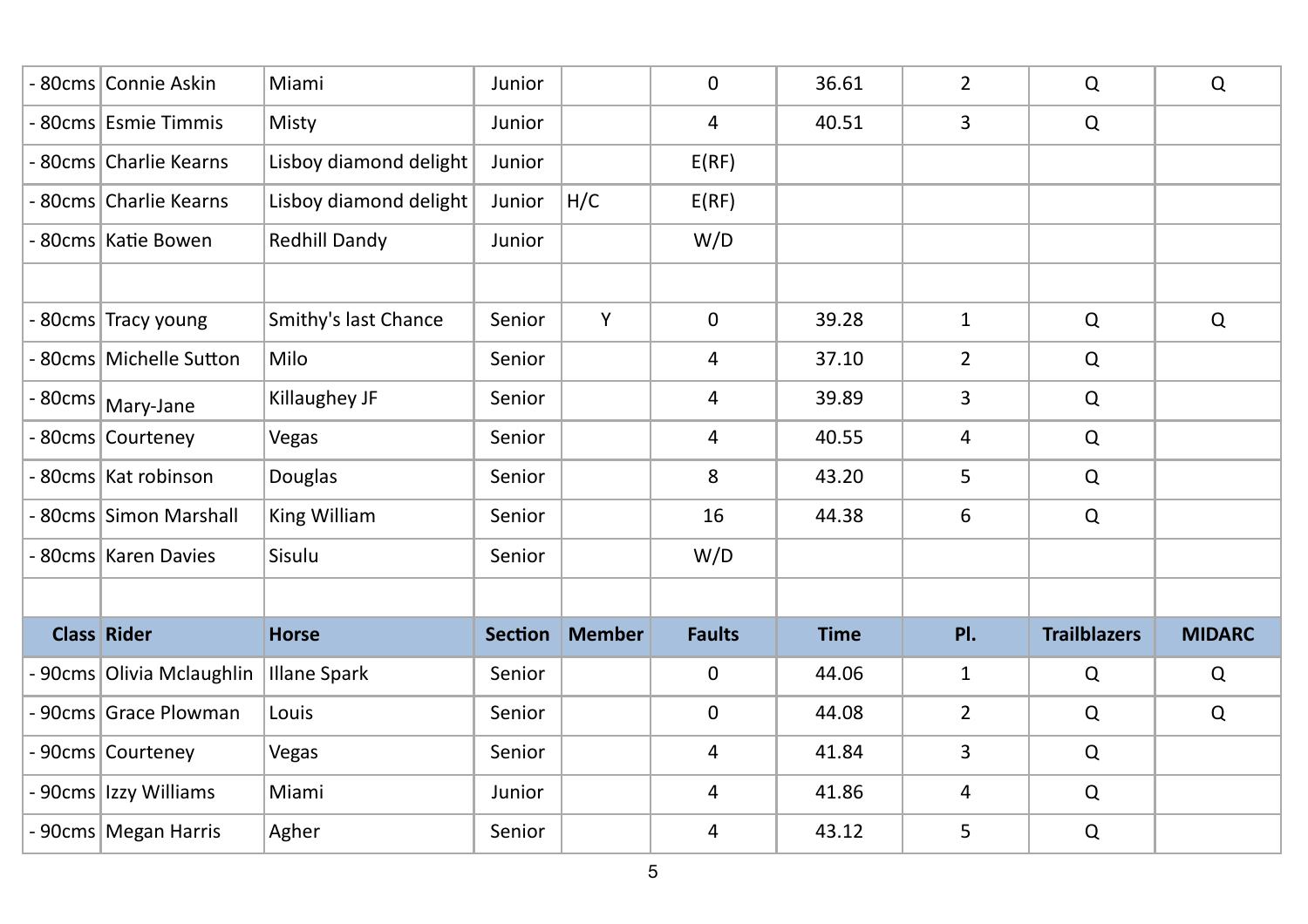| Class | Rider | Horse | Section | Member | Faults | Time | Pl. | Trailblazers | MIDARC |
|---|---|---|---|---|---|---|---|---|---|
| - 80cms | Connie Askin | Miami | Junior | | 0 | 36.61 | 2 | Q | Q |
| - 80cms | Esmie Timmis | Misty | Junior | | 4 | 40.51 | 3 | Q | |
| - 80cms | Charlie Kearns | Lisboy diamond delight | Junior | | E(RF) | | | | |
| - 80cms | Charlie Kearns | Lisboy diamond delight | Junior | H/C | E(RF) | | | | |
| - 80cms | Katie Bowen | Redhill Dandy | Junior | | W/D | | | | |
| | | | | | | | | | |
| - 80cms | Tracy young | Smithy's last Chance | Senior | Y | 0 | 39.28 | 1 | Q | Q |
| - 80cms | Michelle Sutton | Milo | Senior | | 4 | 37.10 | 2 | Q | |
| - 80cms | Mary-Jane | Killaughey JF | Senior | | 4 | 39.89 | 3 | Q | |
| - 80cms | Courteney | Vegas | Senior | | 4 | 40.55 | 4 | Q | |
| - 80cms | Kat robinson | Douglas | Senior | | 8 | 43.20 | 5 | Q | |
| - 80cms | Simon Marshall | King William | Senior | | 16 | 44.38 | 6 | Q | |
| - 80cms | Karen Davies | Sisulu | Senior | | W/D | | | | |
| | | | | | | | | | |
| **Class** | **Rider** | **Horse** | **Section** | **Member** | **Faults** | **Time** | **Pl.** | **Trailblazers** | **MIDARC** |
| - 90cms | Olivia Mclaughlin | Illane Spark | Senior | | 0 | 44.06 | 1 | Q | Q |
| - 90cms | Grace Plowman | Louis | Senior | | 0 | 44.08 | 2 | Q | Q |
| - 90cms | Courteney | Vegas | Senior | | 4 | 41.84 | 3 | Q | |
| - 90cms | Izzy Williams | Miami | Junior | | 4 | 41.86 | 4 | Q | |
| - 90cms | Megan Harris | Agher | Senior | | 4 | 43.12 | 5 | Q | |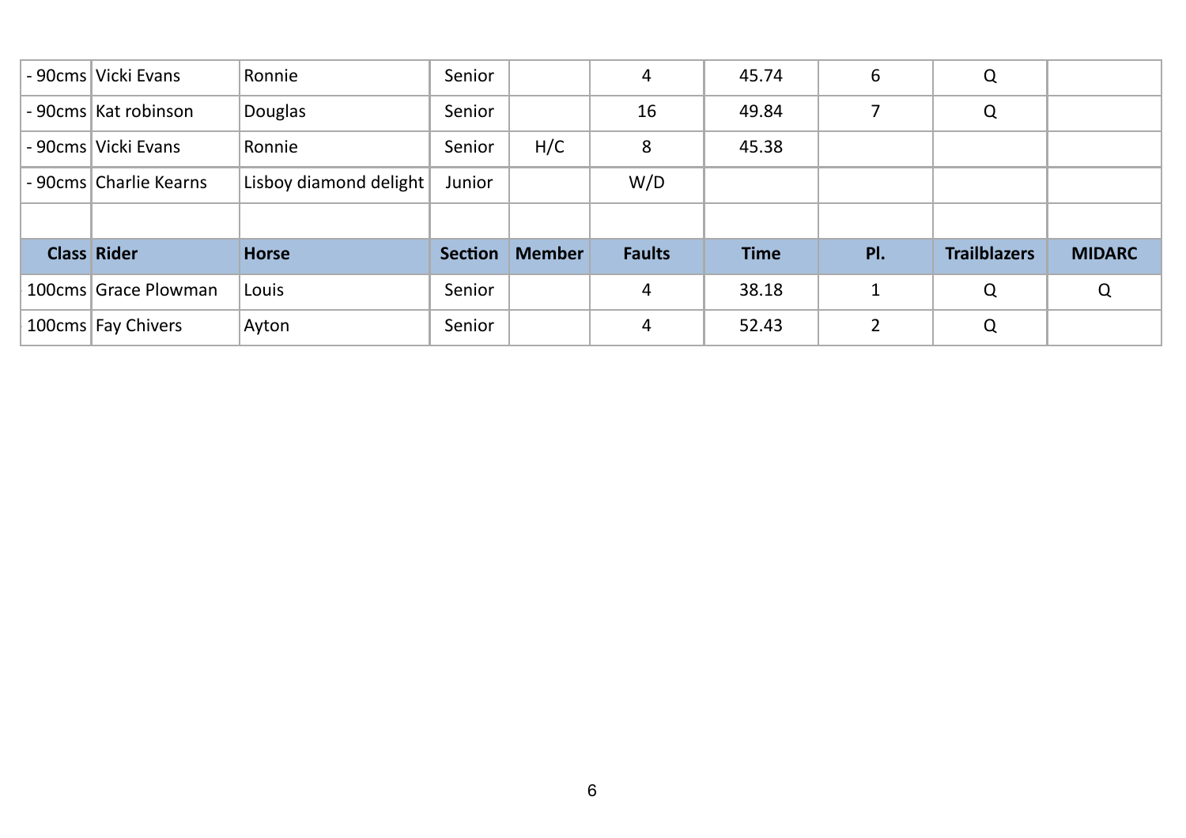| | | | | | | | | | |
|---|---|---|---|---|---|---|---|---|---|
| - 90cms | Vicki Evans | Ronnie | Senior | | 4 | 45.74 | 6 | Q | |
| - 90cms | Kat robinson | Douglas | Senior | | 16 | 49.84 | 7 | Q | |
| - 90cms | Vicki Evans | Ronnie | Senior | H/C | 8 | 45.38 | | | |
| - 90cms | Charlie Kearns | Lisboy diamond delight | Junior | | W/D | | | | |
| | | | | | | | | | |
| **Class** | **Rider** | **Horse** | **Section** | **Member** | **Faults** | **Time** | **Pl.** | **Trailblazers** | **MIDARC** |
| 100cms | Grace Plowman | Louis | Senior | | 4 | 38.18 | 1 | Q | Q |
| 100cms | Fay Chivers | Ayton | Senior | | 4 | 52.43 | 2 | Q | |